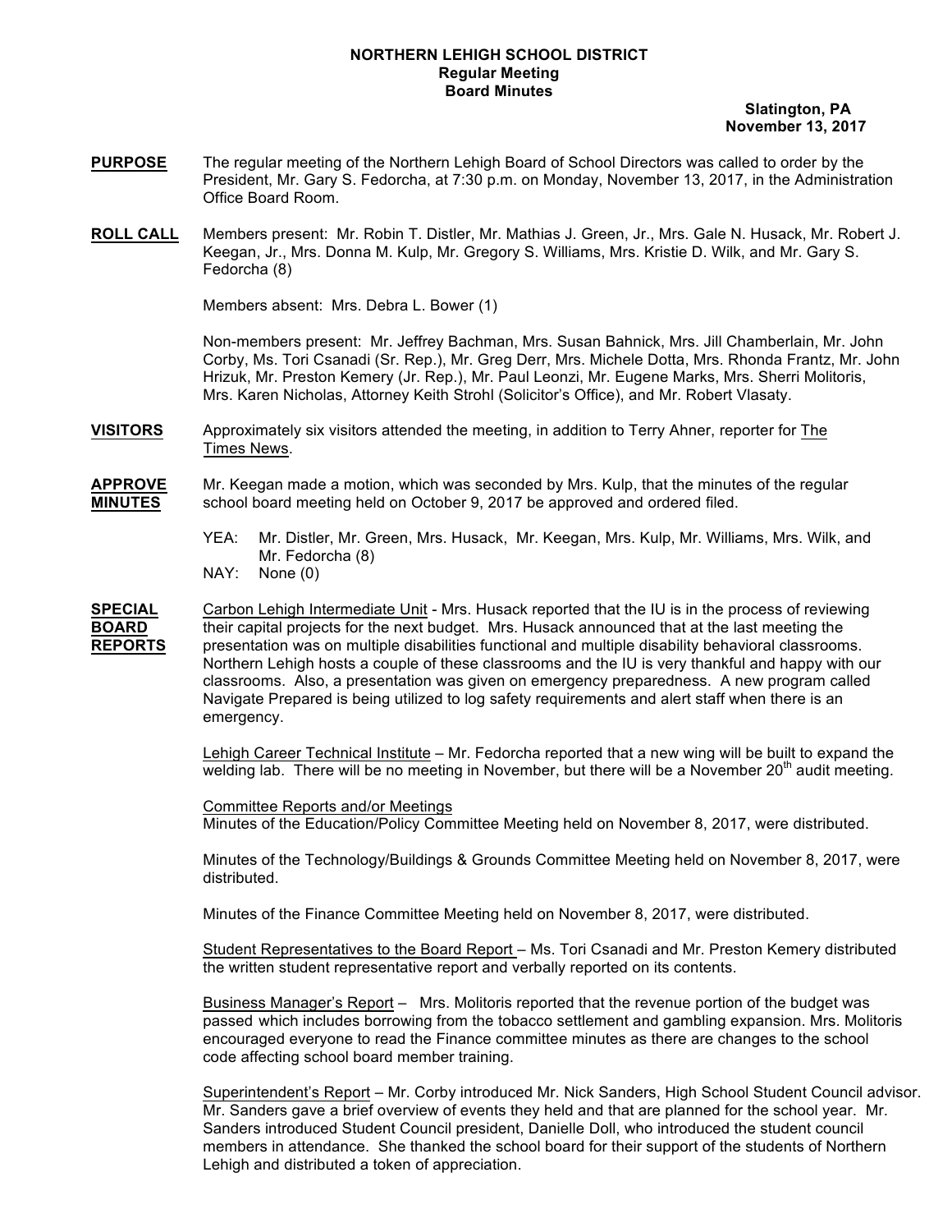**NORTHERN LEHIGH SCHOOL DISTRICT**
**Regular Meeting**
**Board Minutes**

**Slatington, PA**
**November 13, 2017**

**PURPOSE** The regular meeting of the Northern Lehigh Board of School Directors was called to order by the President, Mr. Gary S. Fedorcha, at 7:30 p.m. on Monday, November 13, 2017, in the Administration Office Board Room.

**ROLL CALL** Members present: Mr. Robin T. Distler, Mr. Mathias J. Green, Jr., Mrs. Gale N. Husack, Mr. Robert J. Keegan, Jr., Mrs. Donna M. Kulp, Mr. Gregory S. Williams, Mrs. Kristie D. Wilk, and Mr. Gary S. Fedorcha (8)

Members absent: Mrs. Debra L. Bower (1)

Non-members present: Mr. Jeffrey Bachman, Mrs. Susan Bahnick, Mrs. Jill Chamberlain, Mr. John Corby, Ms. Tori Csanadi (Sr. Rep.), Mr. Greg Derr, Mrs. Michele Dotta, Mrs. Rhonda Frantz, Mr. John Hrizuk, Mr. Preston Kemery (Jr. Rep.), Mr. Paul Leonzi, Mr. Eugene Marks, Mrs. Sherri Molitoris, Mrs. Karen Nicholas, Attorney Keith Strohl (Solicitor's Office), and Mr. Robert Vlasaty.

**VISITORS** Approximately six visitors attended the meeting, in addition to Terry Ahner, reporter for The Times News.

**APPROVE MINUTES** Mr. Keegan made a motion, which was seconded by Mrs. Kulp, that the minutes of the regular school board meeting held on October 9, 2017 be approved and ordered filed.

YEA: Mr. Distler, Mr. Green, Mrs. Husack, Mr. Keegan, Mrs. Kulp, Mr. Williams, Mrs. Wilk, and Mr. Fedorcha (8)
NAY: None (0)

**SPECIAL BOARD REPORTS** Carbon Lehigh Intermediate Unit - Mrs. Husack reported that the IU is in the process of reviewing their capital projects for the next budget. Mrs. Husack announced that at the last meeting the presentation was on multiple disabilities functional and multiple disability behavioral classrooms. Northern Lehigh hosts a couple of these classrooms and the IU is very thankful and happy with our classrooms. Also, a presentation was given on emergency preparedness. A new program called Navigate Prepared is being utilized to log safety requirements and alert staff when there is an emergency.

Lehigh Career Technical Institute – Mr. Fedorcha reported that a new wing will be built to expand the welding lab. There will be no meeting in November, but there will be a November 20th audit meeting.

Committee Reports and/or Meetings
Minutes of the Education/Policy Committee Meeting held on November 8, 2017, were distributed.

Minutes of the Technology/Buildings & Grounds Committee Meeting held on November 8, 2017, were distributed.

Minutes of the Finance Committee Meeting held on November 8, 2017, were distributed.

Student Representatives to the Board Report – Ms. Tori Csanadi and Mr. Preston Kemery distributed the written student representative report and verbally reported on its contents.

Business Manager's Report – Mrs. Molitoris reported that the revenue portion of the budget was passed which includes borrowing from the tobacco settlement and gambling expansion. Mrs. Molitoris encouraged everyone to read the Finance committee minutes as there are changes to the school code affecting school board member training.

Superintendent's Report – Mr. Corby introduced Mr. Nick Sanders, High School Student Council advisor. Mr. Sanders gave a brief overview of events they held and that are planned for the school year. Mr. Sanders introduced Student Council president, Danielle Doll, who introduced the student council members in attendance. She thanked the school board for their support of the students of Northern Lehigh and distributed a token of appreciation.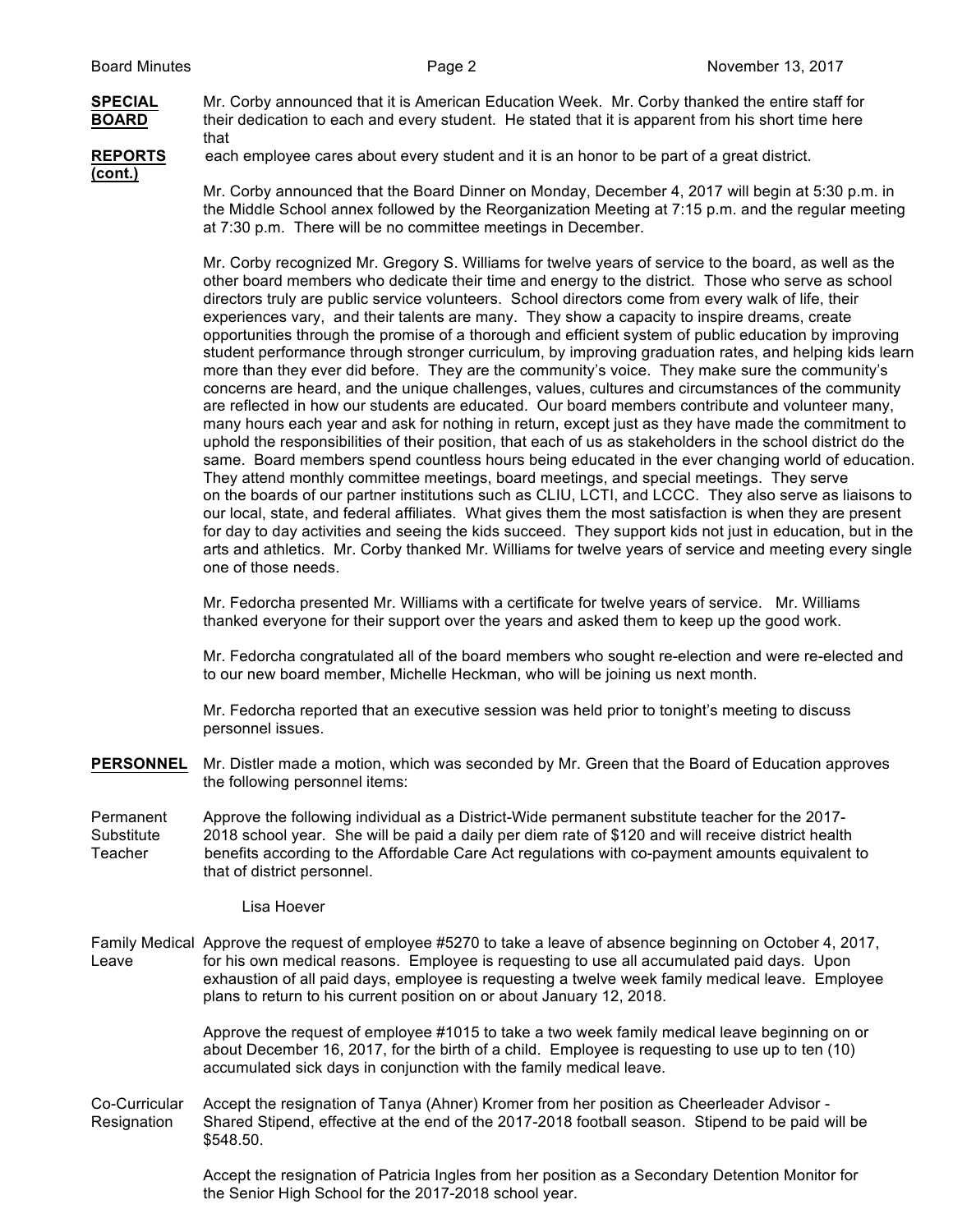**SPECIAL BOARD REPORTS (cont.)**

Mr. Corby announced that it is American Education Week. Mr. Corby thanked the entire staff for their dedication to each and every student. He stated that it is apparent from his short time here that each employee cares about every student and it is an honor to be part of a great district.

Mr. Corby announced that the Board Dinner on Monday, December 4, 2017 will begin at 5:30 p.m. in the Middle School annex followed by the Reorganization Meeting at 7:15 p.m. and the regular meeting at 7:30 p.m. There will be no committee meetings in December.

Mr. Corby recognized Mr. Gregory S. Williams for twelve years of service to the board, as well as the other board members who dedicate their time and energy to the district. Those who serve as school directors truly are public service volunteers. School directors come from every walk of life, their experiences vary, and their talents are many. They show a capacity to inspire dreams, create opportunities through the promise of a thorough and efficient system of public education by improving student performance through stronger curriculum, by improving graduation rates, and helping kids learn more than they ever did before. They are the community's voice. They make sure the community's concerns are heard, and the unique challenges, values, cultures and circumstances of the community are reflected in how our students are educated. Our board members contribute and volunteer many, many hours each year and ask for nothing in return, except just as they have made the commitment to uphold the responsibilities of their position, that each of us as stakeholders in the school district do the same. Board members spend countless hours being educated in the ever changing world of education. They attend monthly committee meetings, board meetings, and special meetings. They serve on the boards of our partner institutions such as CLIU, LCTI, and LCCC. They also serve as liaisons to our local, state, and federal affiliates. What gives them the most satisfaction is when they are present for day to day activities and seeing the kids succeed. They support kids not just in education, but in the arts and athletics. Mr. Corby thanked Mr. Williams for twelve years of service and meeting every single one of those needs.

Mr. Fedorcha presented Mr. Williams with a certificate for twelve years of service. Mr. Williams thanked everyone for their support over the years and asked them to keep up the good work.

Mr. Fedorcha congratulated all of the board members who sought re-election and were re-elected and to our new board member, Michelle Heckman, who will be joining us next month.

Mr. Fedorcha reported that an executive session was held prior to tonight's meeting to discuss personnel issues.

**PERSONNEL**

Mr. Distler made a motion, which was seconded by Mr. Green that the Board of Education approves the following personnel items:

Permanent Substitute Teacher

Approve the following individual as a District-Wide permanent substitute teacher for the 2017-2018 school year. She will be paid a daily per diem rate of $120 and will receive district health benefits according to the Affordable Care Act regulations with co-payment amounts equivalent to that of district personnel.

Lisa Hoever

Family Medical Leave

Approve the request of employee #5270 to take a leave of absence beginning on October 4, 2017, for his own medical reasons. Employee is requesting to use all accumulated paid days. Upon exhaustion of all paid days, employee is requesting a twelve week family medical leave. Employee plans to return to his current position on or about January 12, 2018.

Approve the request of employee #1015 to take a two week family medical leave beginning on or about December 16, 2017, for the birth of a child. Employee is requesting to use up to ten (10) accumulated sick days in conjunction with the family medical leave.

Co-Curricular Resignation

Accept the resignation of Tanya (Ahner) Kromer from her position as Cheerleader Advisor - Shared Stipend, effective at the end of the 2017-2018 football season. Stipend to be paid will be $548.50.

Accept the resignation of Patricia Ingles from her position as a Secondary Detention Monitor for the Senior High School for the 2017-2018 school year.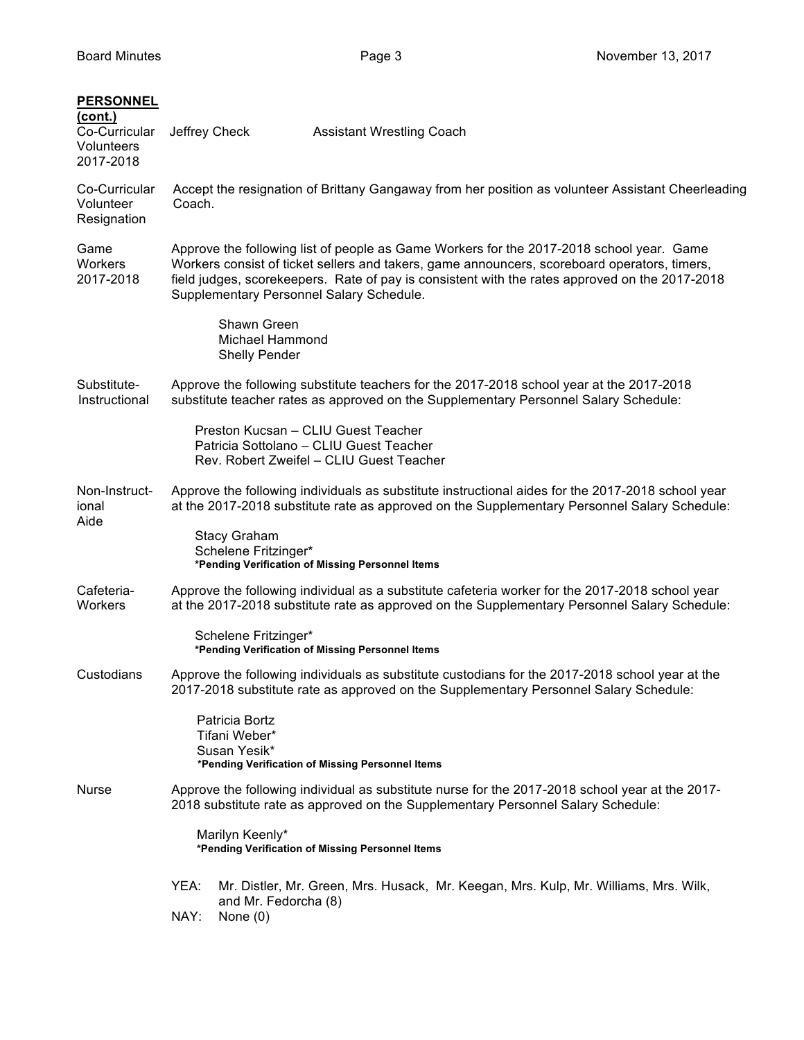**PERSONNEL (cont.)**

**Co-Curricular Volunteers 2017-2018**

Jeffrey Check — Assistant Wrestling Coach

**Co-Curricular Volunteer Resignation**

Accept the resignation of Brittany Gangaway from her position as volunteer Assistant Cheerleading Coach.

**Game Workers 2017-2018**

Approve the following list of people as Game Workers for the 2017-2018 school year. Game Workers consist of ticket sellers and takers, game announcers, scoreboard operators, timers, field judges, scorekeepers. Rate of pay is consistent with the rates approved on the 2017-2018 Supplementary Personnel Salary Schedule.

Shawn Green
Michael Hammond
Shelly Pender

**Substitute-Instructional**

Approve the following substitute teachers for the 2017-2018 school year at the 2017-2018 substitute teacher rates as approved on the Supplementary Personnel Salary Schedule:

Preston Kucsan – CLIU Guest Teacher
Patricia Sottolano – CLIU Guest Teacher
Rev. Robert Zweifel – CLIU Guest Teacher

**Non-Instructional Aide**

Approve the following individuals as substitute instructional aides for the 2017-2018 school year at the 2017-2018 substitute rate as approved on the Supplementary Personnel Salary Schedule:

Stacy Graham
Schelene Fritzinger*
**\*Pending Verification of Missing Personnel Items**

**Cafeteria-Workers**

Approve the following individual as a substitute cafeteria worker for the 2017-2018 school year at the 2017-2018 substitute rate as approved on the Supplementary Personnel Salary Schedule:

Schelene Fritzinger*
**\*Pending Verification of Missing Personnel Items**

**Custodians**

Approve the following individuals as substitute custodians for the 2017-2018 school year at the 2017-2018 substitute rate as approved on the Supplementary Personnel Salary Schedule:

Patricia Bortz
Tifani Weber*
Susan Yesik*
**\*Pending Verification of Missing Personnel Items**

**Nurse**

Approve the following individual as substitute nurse for the 2017-2018 school year at the 2017-2018 substitute rate as approved on the Supplementary Personnel Salary Schedule:

Marilyn Keenly*
**\*Pending Verification of Missing Personnel Items**

YEA: Mr. Distler, Mr. Green, Mrs. Husack, Mr. Keegan, Mrs. Kulp, Mr. Williams, Mrs. Wilk, and Mr. Fedorcha (8)
NAY: None (0)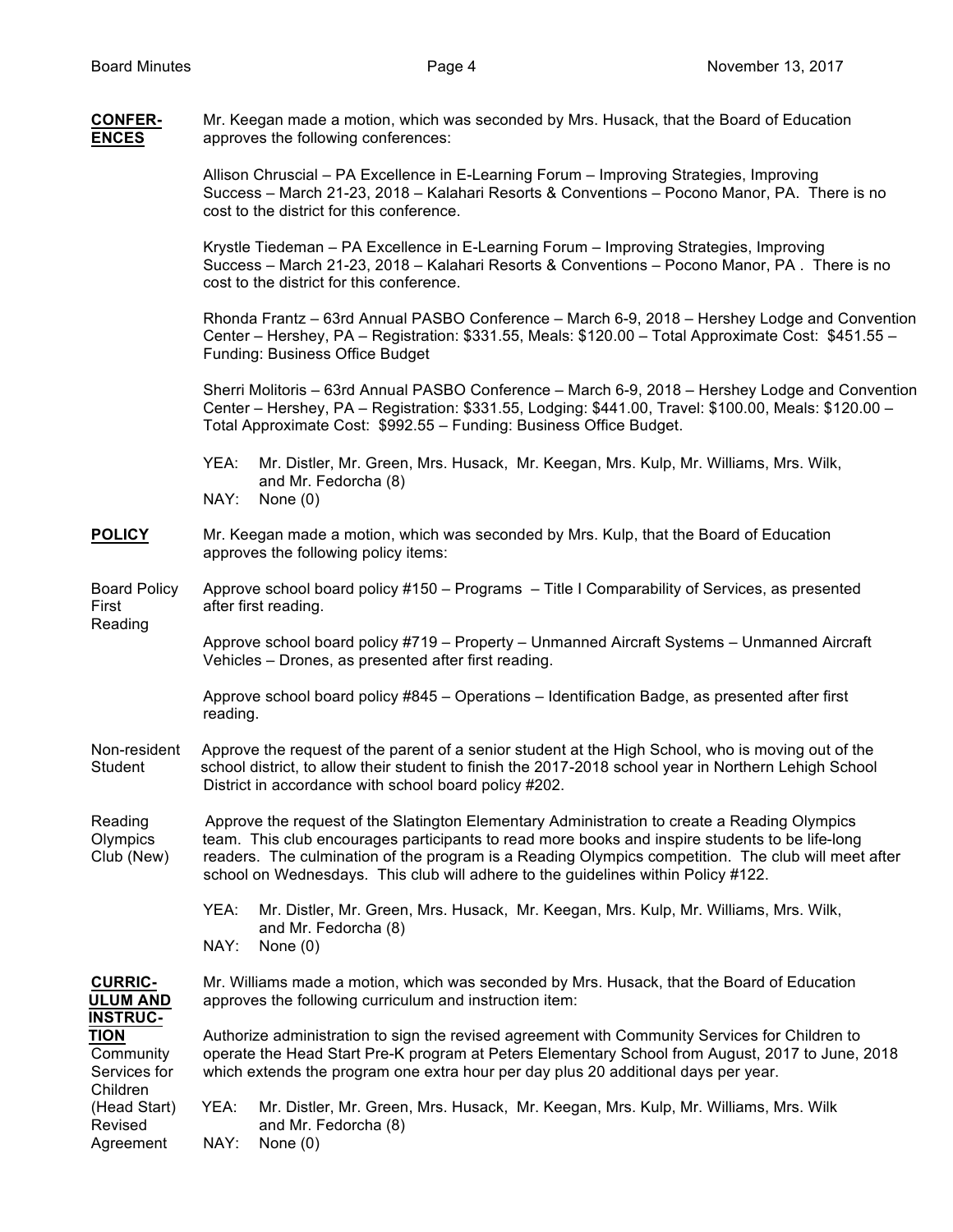**CONFERENCES**

Mr. Keegan made a motion, which was seconded by Mrs. Husack, that the Board of Education approves the following conferences:

Allison Chruscial – PA Excellence in E-Learning Forum – Improving Strategies, Improving Success – March 21-23, 2018 – Kalahari Resorts & Conventions – Pocono Manor, PA. There is no cost to the district for this conference.

Krystle Tiedeman – PA Excellence in E-Learning Forum – Improving Strategies, Improving Success – March 21-23, 2018 – Kalahari Resorts & Conventions – Pocono Manor, PA . There is no cost to the district for this conference.

Rhonda Frantz – 63rd Annual PASBO Conference – March 6-9, 2018 – Hershey Lodge and Convention Center – Hershey, PA – Registration: $331.55, Meals: $120.00 – Total Approximate Cost: $451.55 – Funding: Business Office Budget

Sherri Molitoris – 63rd Annual PASBO Conference – March 6-9, 2018 – Hershey Lodge and Convention Center – Hershey, PA – Registration: $331.55, Lodging: $441.00, Travel: $100.00, Meals: $120.00 – Total Approximate Cost: $992.55 – Funding: Business Office Budget.

YEA: Mr. Distler, Mr. Green, Mrs. Husack, Mr. Keegan, Mrs. Kulp, Mr. Williams, Mrs. Wilk, and Mr. Fedorcha (8)
NAY: None (0)

**POLICY**

Mr. Keegan made a motion, which was seconded by Mrs. Kulp, that the Board of Education approves the following policy items:

Board Policy First Reading

Approve school board policy #150 – Programs – Title I Comparability of Services, as presented after first reading.

Approve school board policy #719 – Property – Unmanned Aircraft Systems – Unmanned Aircraft Vehicles – Drones, as presented after first reading.

Approve school board policy #845 – Operations – Identification Badge, as presented after first reading.

Non-resident Student

Approve the request of the parent of a senior student at the High School, who is moving out of the school district, to allow their student to finish the 2017-2018 school year in Northern Lehigh School District in accordance with school board policy #202.

Reading Olympics Club (New)

Approve the request of the Slatington Elementary Administration to create a Reading Olympics team. This club encourages participants to read more books and inspire students to be life-long readers. The culmination of the program is a Reading Olympics competition. The club will meet after school on Wednesdays. This club will adhere to the guidelines within Policy #122.

YEA: Mr. Distler, Mr. Green, Mrs. Husack, Mr. Keegan, Mrs. Kulp, Mr. Williams, Mrs. Wilk, and Mr. Fedorcha (8)
NAY: None (0)

**CURRICULUM AND INSTRUCTION**

Mr. Williams made a motion, which was seconded by Mrs. Husack, that the Board of Education approves the following curriculum and instruction item:

Community Services for Children (Head Start) Revised Agreement

Authorize administration to sign the revised agreement with Community Services for Children to operate the Head Start Pre-K program at Peters Elementary School from August, 2017 to June, 2018 which extends the program one extra hour per day plus 20 additional days per year.

YEA: Mr. Distler, Mr. Green, Mrs. Husack, Mr. Keegan, Mrs. Kulp, Mr. Williams, Mrs. Wilk and Mr. Fedorcha (8)
NAY: None (0)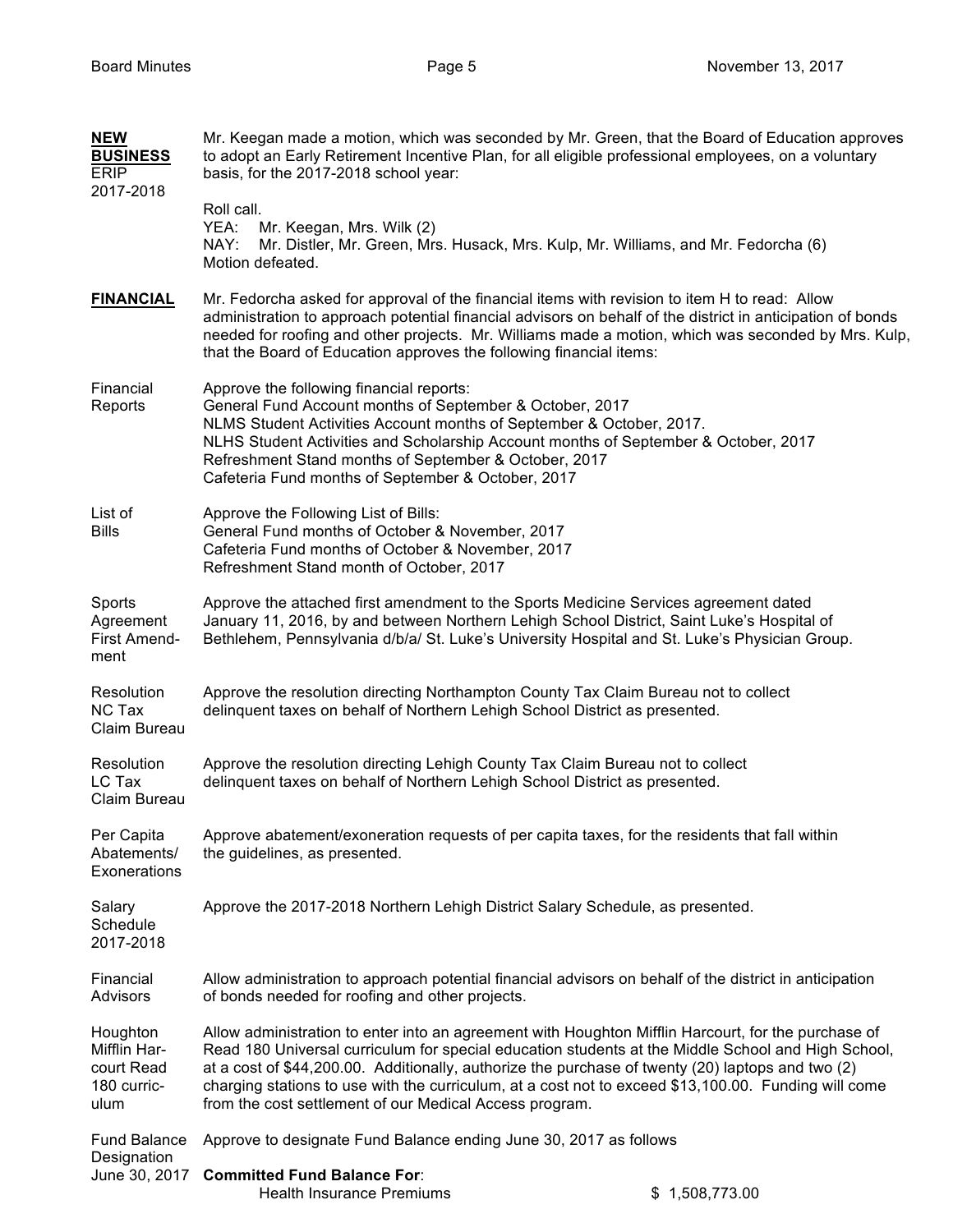**NEW BUSINESS**
ERIP 2017-2018

Mr. Keegan made a motion, which was seconded by Mr. Green, that the Board of Education approves to adopt an Early Retirement Incentive Plan, for all eligible professional employees, on a voluntary basis, for the 2017-2018 school year:

Roll call.
YEA: Mr. Keegan, Mrs. Wilk (2)
NAY: Mr. Distler, Mr. Green, Mrs. Husack, Mrs. Kulp, Mr. Williams, and Mr. Fedorcha (6)
Motion defeated.

**FINANCIAL**

Mr. Fedorcha asked for approval of the financial items with revision to item H to read: Allow administration to approach potential financial advisors on behalf of the district in anticipation of bonds needed for roofing and other projects. Mr. Williams made a motion, which was seconded by Mrs. Kulp, that the Board of Education approves the following financial items:

Financial Reports

Approve the following financial reports:
General Fund Account months of September & October, 2017
NLMS Student Activities Account months of September & October, 2017.
NLHS Student Activities and Scholarship Account months of September & October, 2017
Refreshment Stand months of September & October, 2017
Cafeteria Fund months of September & October, 2017

List of Bills

Approve the Following List of Bills:
General Fund months of October & November, 2017
Cafeteria Fund months of October & November, 2017
Refreshment Stand month of October, 2017

Sports Agreement First Amendment

Approve the attached first amendment to the Sports Medicine Services agreement dated January 11, 2016, by and between Northern Lehigh School District, Saint Luke's Hospital of Bethlehem, Pennsylvania d/b/a/ St. Luke's University Hospital and St. Luke's Physician Group.

Resolution NC Tax Claim Bureau

Approve the resolution directing Northampton County Tax Claim Bureau not to collect delinquent taxes on behalf of Northern Lehigh School District as presented.

Resolution LC Tax Claim Bureau

Approve the resolution directing Lehigh County Tax Claim Bureau not to collect delinquent taxes on behalf of Northern Lehigh School District as presented.

Per Capita Abatements/ Exonerations

Approve abatement/exoneration requests of per capita taxes, for the residents that fall within the guidelines, as presented.

Salary Schedule 2017-2018

Approve the 2017-2018 Northern Lehigh District Salary Schedule, as presented.

Financial Advisors

Allow administration to approach potential financial advisors on behalf of the district in anticipation of bonds needed for roofing and other projects.

Houghton Mifflin Harcourt Read 180 curriculum

Allow administration to enter into an agreement with Houghton Mifflin Harcourt, for the purchase of Read 180 Universal curriculum for special education students at the Middle School and High School, at a cost of $44,200.00. Additionally, authorize the purchase of twenty (20) laptops and two (2) charging stations to use with the curriculum, at a cost not to exceed $13,100.00. Funding will come from the cost settlement of our Medical Access program.

Fund Balance Designation June 30, 2017

Approve to designate Fund Balance ending June 30, 2017 as follows

**Committed Fund Balance For**:

Health Insurance Premiums $ 1,508,773.00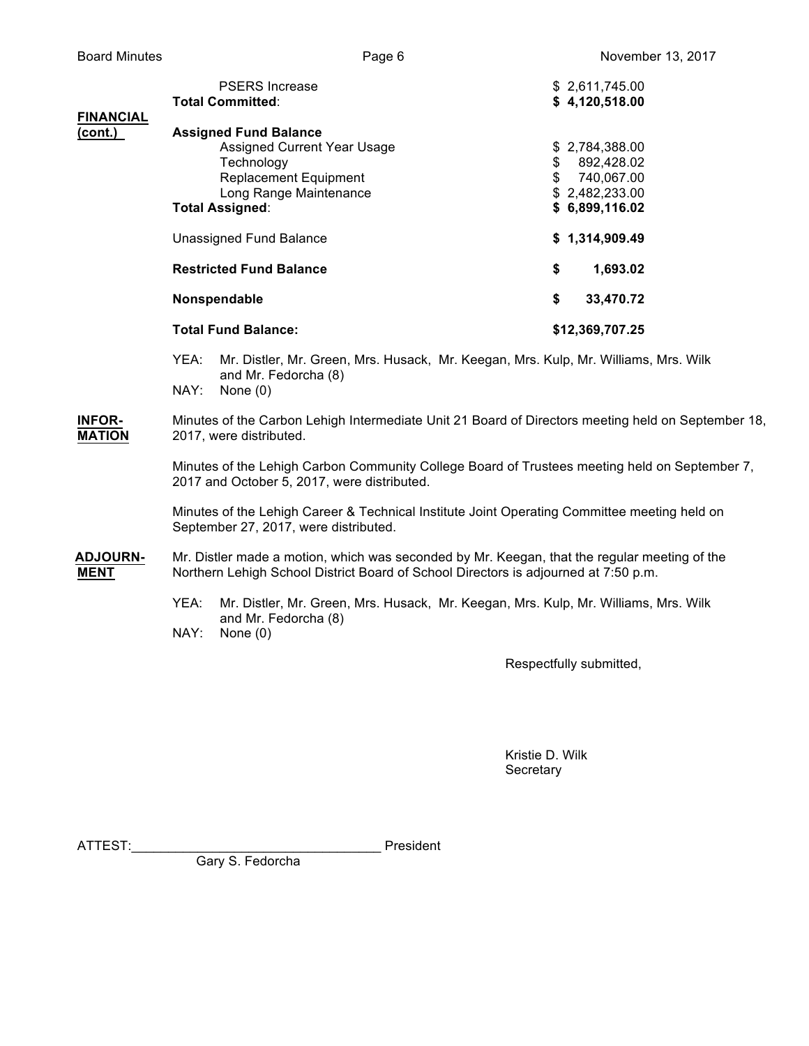**FINANCIAL (cont.)**

| | |
|---|---|
| PSERS Increase | $ 2,611,745.00 |
| **Total Committed**: | **$ 4,120,518.00** |
| **Assigned Fund Balance** | |
| Assigned Current Year Usage | $ 2,784,388.00 |
| Technology | $ 892,428.02 |
| Replacement Equipment | $ 740,067.00 |
| Long Range Maintenance | $ 2,482,233.00 |
| **Total Assigned**: | **$ 6,899,116.02** |
| Unassigned Fund Balance | **$ 1,314,909.49** |
| **Restricted Fund Balance** | **$ 1,693.02** |
| **Nonspendable** | **$ 33,470.72** |
| **Total Fund Balance:** | **$12,369,707.25** |

YEA: Mr. Distler, Mr. Green, Mrs. Husack, Mr. Keegan, Mrs. Kulp, Mr. Williams, Mrs. Wilk and Mr. Fedorcha (8)
NAY: None (0)

**INFORMATION**

Minutes of the Carbon Lehigh Intermediate Unit 21 Board of Directors meeting held on September 18, 2017, were distributed.

Minutes of the Lehigh Carbon Community College Board of Trustees meeting held on September 7, 2017 and October 5, 2017, were distributed.

Minutes of the Lehigh Career & Technical Institute Joint Operating Committee meeting held on September 27, 2017, were distributed.

**ADJOURNMENT**

Mr. Distler made a motion, which was seconded by Mr. Keegan, that the regular meeting of the Northern Lehigh School District Board of School Directors is adjourned at 7:50 p.m.

YEA: Mr. Distler, Mr. Green, Mrs. Husack, Mr. Keegan, Mrs. Kulp, Mr. Williams, Mrs. Wilk and Mr. Fedorcha (8)
NAY: None (0)

Respectfully submitted,

Kristie D. Wilk
Secretary

ATTEST:_________________________________ President
Gary S. Fedorcha